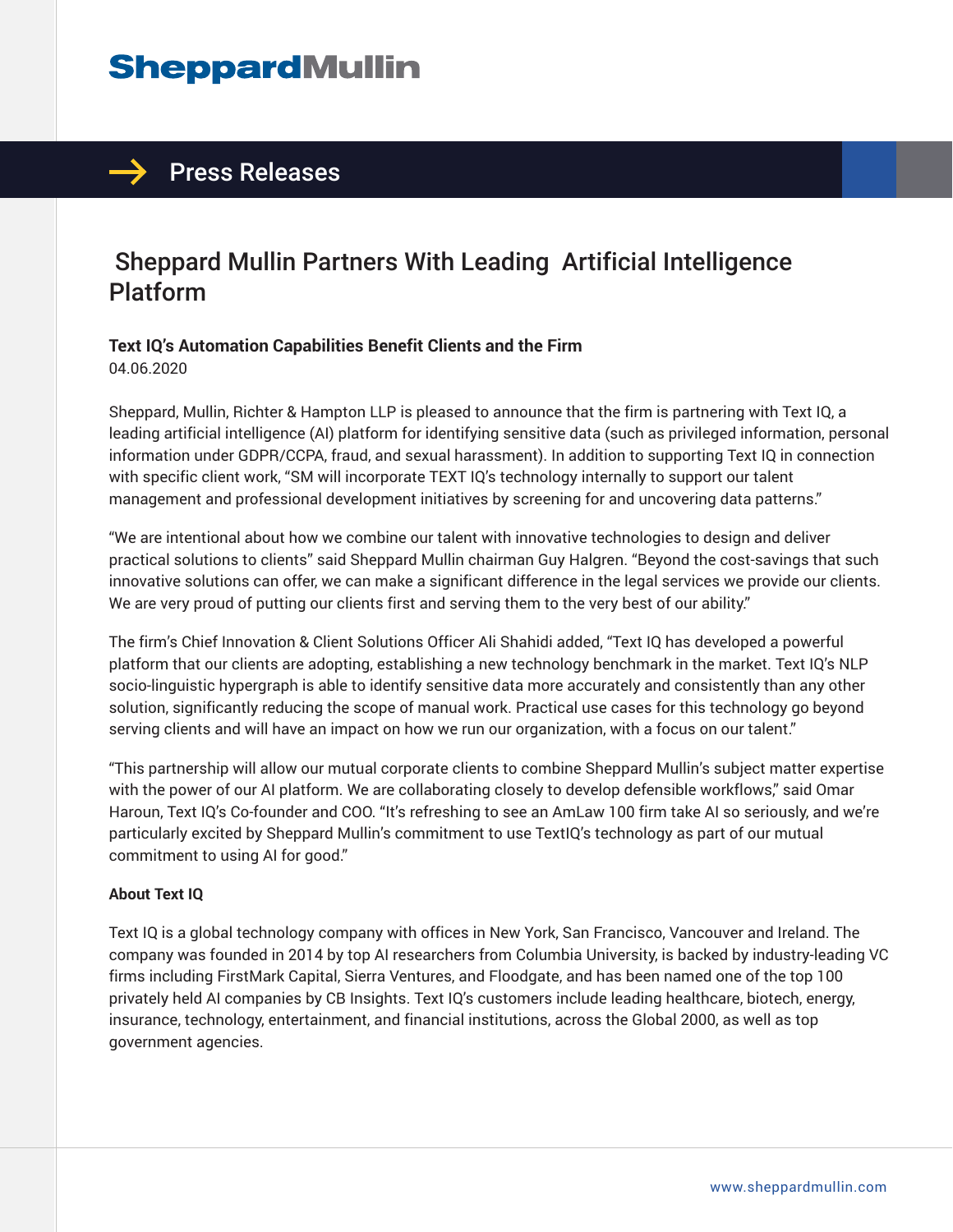# Sheppard Mullin Partners With Leading Artificial Intelligence Platform

**Text IQ's Automation Capabilities Benefit Clients and the Firm**

04.06.2020

Sheppard, Mullin, Richter & Hampton LLP is pleased to announce that the firm is partnering with Text IQ, a leading artificial intelligence (AI) platform for identifying sensitive data (such as privileged information, personal information under GDPR/CCPA, fraud, and sexual harassment). In addition to supporting Text IQ in connection with specific client work, "SM will incorporate TEXT IQ's technology internally to support our talent management and professional development initiatives by screening for and uncovering data patterns."

"We are intentional about how we combine our talent with innovative technologies to design and deliver practical solutions to clients" said Sheppard Mullin chairman Guy Halgren. "Beyond the cost-savings that such innovative solutions can offer, we can make a significant difference in the legal services we provide our clients. We are very proud of putting our clients first and serving them to the very best of our ability."

The firm's Chief Innovation & Client Solutions Officer Ali Shahidi added, "Text IQ has developed a powerful platform that our clients are adopting, establishing a new technology benchmark in the market. Text IQ's NLP socio-linguistic hypergraph is able to identify sensitive data more accurately and consistently than any other solution, significantly reducing the scope of manual work. Practical use cases for this technology go beyond serving clients and will have an impact on how we run our organization, with a focus on our talent."

"This partnership will allow our mutual corporate clients to combine Sheppard Mullin's subject matter expertise with the power of our AI platform. We are collaborating closely to develop defensible workflows," said Omar Haroun, Text IQ's Co-founder and COO. "It's refreshing to see an AmLaw 100 firm take AI so seriously, and we're particularly excited by Sheppard Mullin's commitment to use TextIQ's technology as part of our mutual commitment to using AI for good."

**About Text IQ**

Text IQ is a global technology company with offices in New York, San Francisco, Vancouver and Ireland. The company was founded in 2014 by top AI researchers from Columbia University, is backed by industry-leading VC firms including FirstMark Capital, Sierra Ventures, and Floodgate, and has been named one of the top 100 privately held AI companies by CB Insights. Text IQ's customers include leading healthcare, biotech, energy, insurance, technology, entertainment, and financial institutions, across the Global 2000, as well as top government agencies.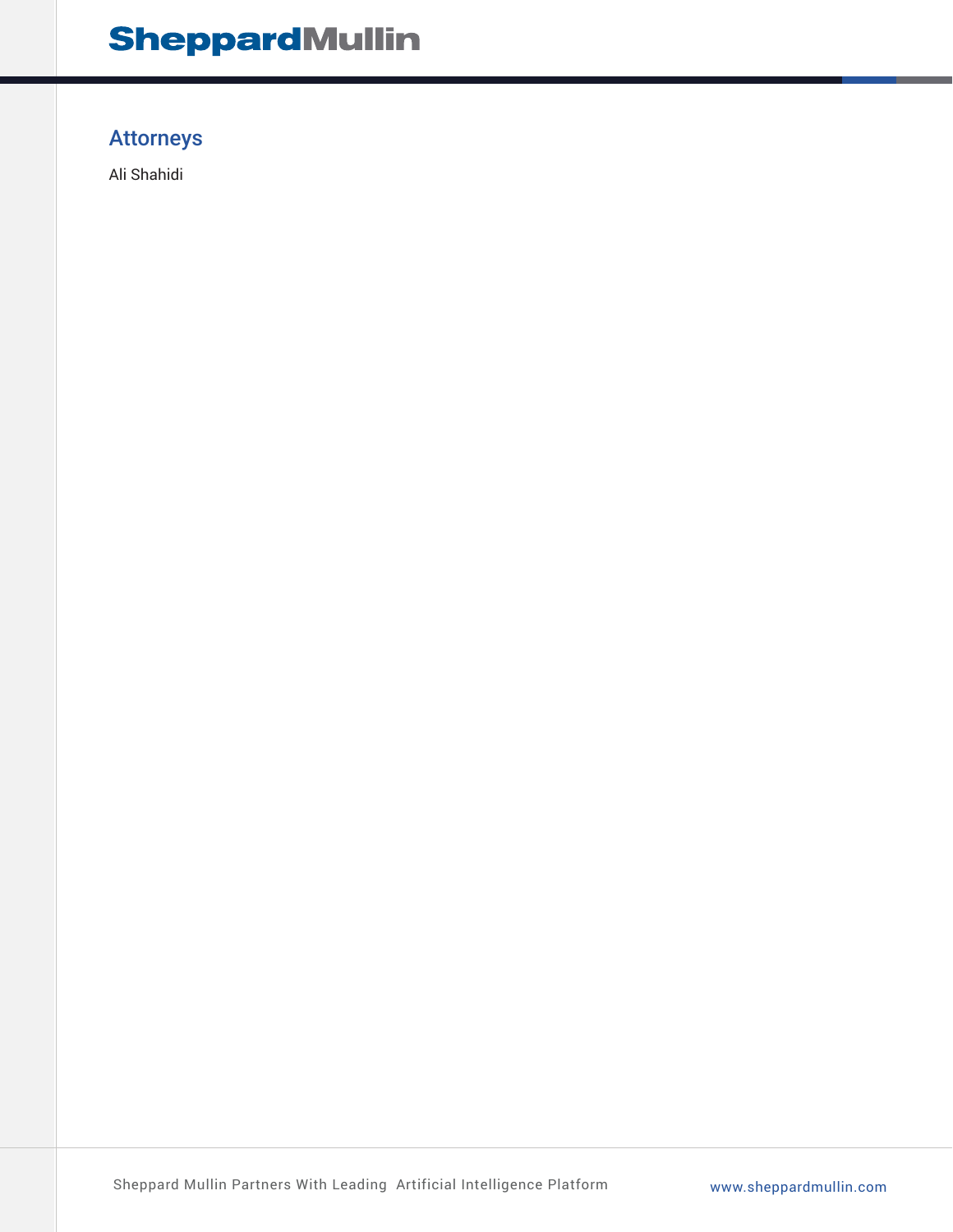## Attorneys

Ali Shahidi